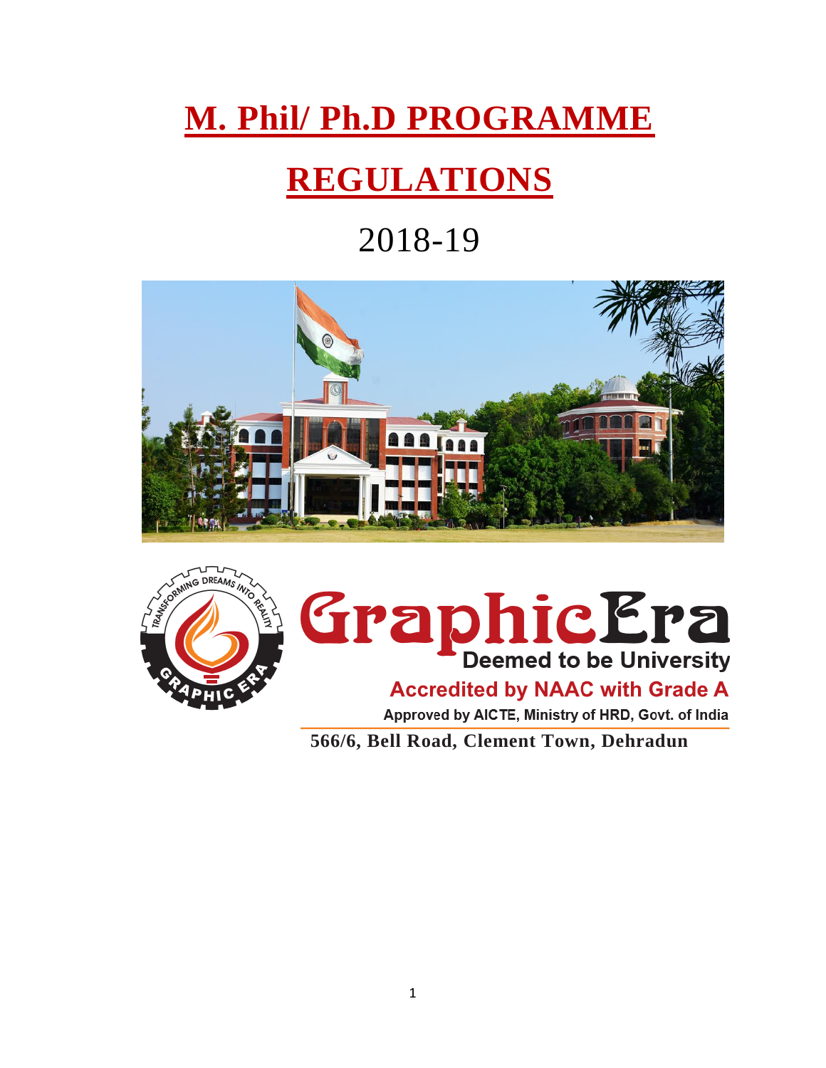# M. Phil/ Ph.D PROGRAMME

# REGULATIONS

2018-19

GraphicEra

Deemed to be University

Accredited by NAAC with Grade A

Approved by AICTE, Ministry of HRD, Govt. of India

**566/6, Bell Road, Clement Town, Dehradun**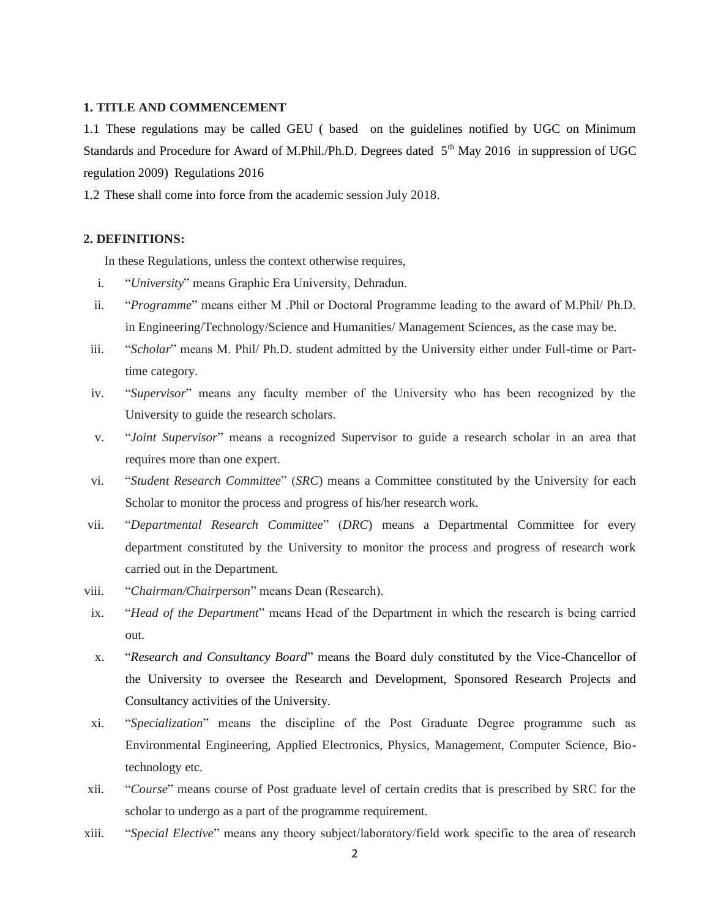**1. TITLE AND COMMENCEMENT**

1.1 These regulations may be called GEU ( based on the guidelines notified by UGC on Minimum Standards and Procedure for Award of M.Phil./Ph.D. Degrees dated 5th May 2016 in suppression of UGC regulation 2009) Regulations 2016

1.2 These shall come into force from the academic session July 2018.

**2. DEFINITIONS:**

In these Regulations, unless the context otherwise requires,

i. "*University*" means Graphic Era University, Dehradun.

ii. "*Programme*" means either M .Phil or Doctoral Programme leading to the award of M.Phil/ Ph.D. in Engineering/Technology/Science and Humanities/ Management Sciences, as the case may be.

iii. "*Scholar*" means M. Phil/ Ph.D. student admitted by the University either under Full-time or Part-time category.

iv. "*Supervisor*" means any faculty member of the University who has been recognized by the University to guide the research scholars.

v. "*Joint Supervisor*" means a recognized Supervisor to guide a research scholar in an area that requires more than one expert.

vi. "*Student Research Committee*" (*SRC*) means a Committee constituted by the University for each Scholar to monitor the process and progress of his/her research work.

vii. "*Departmental Research Committee*" (*DRC*) means a Departmental Committee for every department constituted by the University to monitor the process and progress of research work carried out in the Department.

viii. "*Chairman/Chairperson*" means Dean (Research).

ix. "*Head of the Department*" means Head of the Department in which the research is being carried out.

x. "*Research and Consultancy Board*" means the Board duly constituted by the Vice-Chancellor of the University to oversee the Research and Development, Sponsored Research Projects and Consultancy activities of the University.

xi. "*Specialization*" means the discipline of the Post Graduate Degree programme such as Environmental Engineering, Applied Electronics, Physics, Management, Computer Science, Bio-technology etc.

xii. "*Course*" means course of Post graduate level of certain credits that is prescribed by SRC for the scholar to undergo as a part of the programme requirement.

xiii. "*Special Elective*" means any theory subject/laboratory/field work specific to the area of research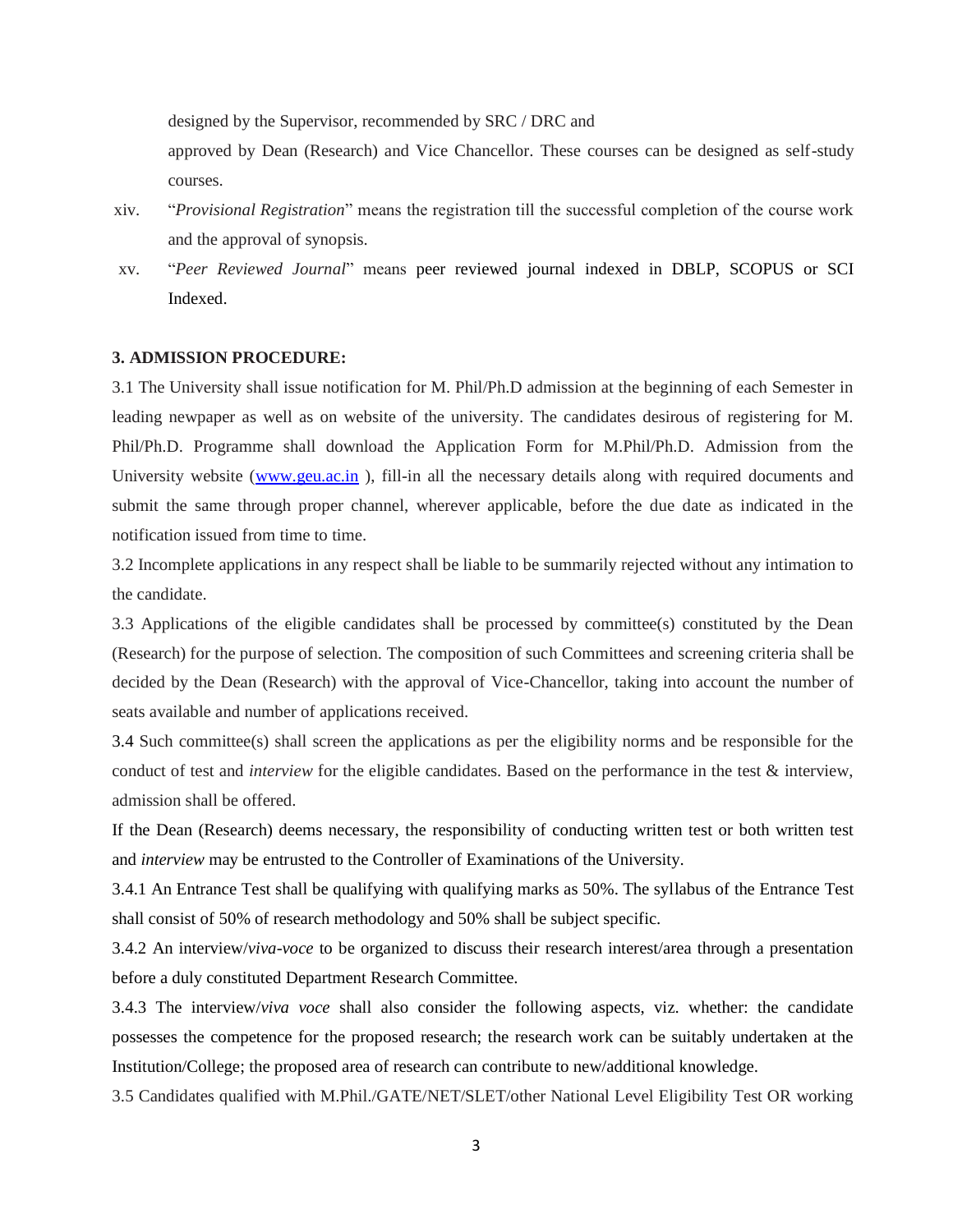designed by the Supervisor, recommended by SRC / DRC and approved by Dean (Research) and Vice Chancellor. These courses can be designed as self-study courses.

xiv. "*Provisional Registration*" means the registration till the successful completion of the course work and the approval of synopsis.

xv. "*Peer Reviewed Journal*" means peer reviewed journal indexed in DBLP, SCOPUS or SCI Indexed.

**3. ADMISSION PROCEDURE:**

3.1 The University shall issue notification for M. Phil/Ph.D admission at the beginning of each Semester in leading newpaper as well as on website of the university. The candidates desirous of registering for M. Phil/Ph.D. Programme shall download the Application Form for M.Phil/Ph.D. Admission from the University website ([www.geu.ac.in](http://www.geu.ac.in) ), fill-in all the necessary details along with required documents and submit the same through proper channel, wherever applicable, before the due date as indicated in the notification issued from time to time.

3.2 Incomplete applications in any respect shall be liable to be summarily rejected without any intimation to the candidate.

3.3 Applications of the eligible candidates shall be processed by committee(s) constituted by the Dean (Research) for the purpose of selection. The composition of such Committees and screening criteria shall be decided by the Dean (Research) with the approval of Vice-Chancellor, taking into account the number of seats available and number of applications received.

3.4 Such committee(s) shall screen the applications as per the eligibility norms and be responsible for the conduct of test and *interview* for the eligible candidates. Based on the performance in the test & interview, admission shall be offered.

If the Dean (Research) deems necessary, the responsibility of conducting written test or both written test and *interview* may be entrusted to the Controller of Examinations of the University.

3.4.1 An Entrance Test shall be qualifying with qualifying marks as 50%. The syllabus of the Entrance Test shall consist of 50% of research methodology and 50% shall be subject specific.

3.4.2 An interview/*viva-voce* to be organized to discuss their research interest/area through a presentation before a duly constituted Department Research Committee.

3.4.3 The interview/*viva voce* shall also consider the following aspects, viz. whether: the candidate possesses the competence for the proposed research; the research work can be suitably undertaken at the Institution/College; the proposed area of research can contribute to new/additional knowledge.

3.5 Candidates qualified with M.Phil./GATE/NET/SLET/other National Level Eligibility Test OR working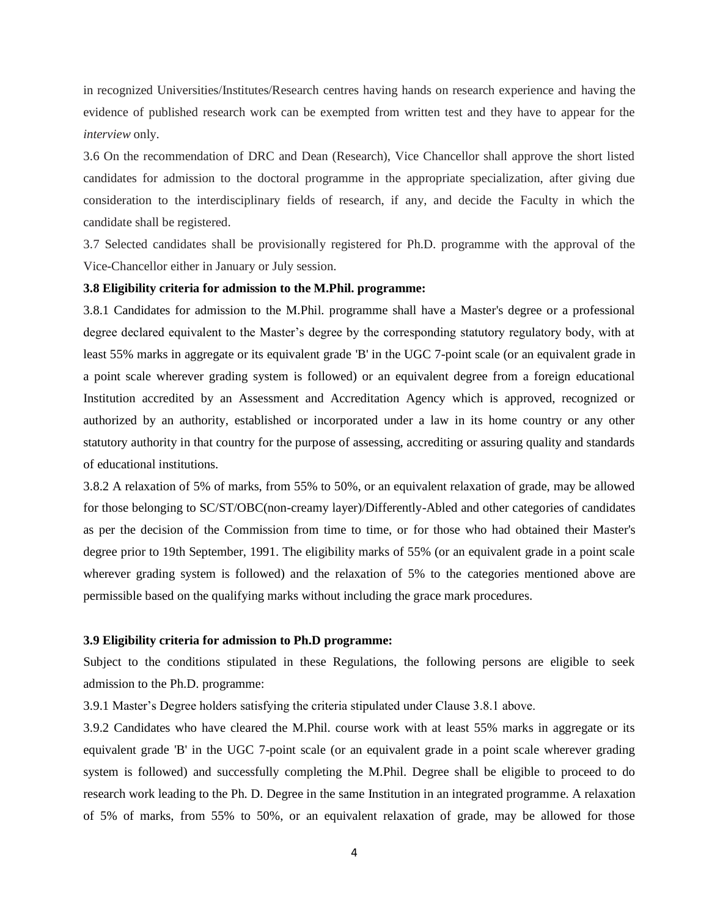in recognized Universities/Institutes/Research centres having hands on research experience and having the evidence of published research work can be exempted from written test and they have to appear for the *interview* only.

3.6 On the recommendation of DRC and Dean (Research), Vice Chancellor shall approve the short listed candidates for admission to the doctoral programme in the appropriate specialization, after giving due consideration to the interdisciplinary fields of research, if any, and decide the Faculty in which the candidate shall be registered.

3.7 Selected candidates shall be provisionally registered for Ph.D. programme with the approval of the Vice-Chancellor either in January or July session.

**3.8 Eligibility criteria for admission to the M.Phil. programme:**

3.8.1 Candidates for admission to the M.Phil. programme shall have a Master's degree or a professional degree declared equivalent to the Master's degree by the corresponding statutory regulatory body, with at least 55% marks in aggregate or its equivalent grade 'B' in the UGC 7-point scale (or an equivalent grade in a point scale wherever grading system is followed) or an equivalent degree from a foreign educational Institution accredited by an Assessment and Accreditation Agency which is approved, recognized or authorized by an authority, established or incorporated under a law in its home country or any other statutory authority in that country for the purpose of assessing, accrediting or assuring quality and standards of educational institutions.

3.8.2 A relaxation of 5% of marks, from 55% to 50%, or an equivalent relaxation of grade, may be allowed for those belonging to SC/ST/OBC(non-creamy layer)/Differently-Abled and other categories of candidates as per the decision of the Commission from time to time, or for those who had obtained their Master's degree prior to 19th September, 1991. The eligibility marks of 55% (or an equivalent grade in a point scale wherever grading system is followed) and the relaxation of 5% to the categories mentioned above are permissible based on the qualifying marks without including the grace mark procedures.

**3.9 Eligibility criteria for admission to Ph.D programme:**

Subject to the conditions stipulated in these Regulations, the following persons are eligible to seek admission to the Ph.D. programme:

3.9.1 Master's Degree holders satisfying the criteria stipulated under Clause 3.8.1 above.

3.9.2 Candidates who have cleared the M.Phil. course work with at least 55% marks in aggregate or its equivalent grade 'B' in the UGC 7-point scale (or an equivalent grade in a point scale wherever grading system is followed) and successfully completing the M.Phil. Degree shall be eligible to proceed to do research work leading to the Ph. D. Degree in the same Institution in an integrated programme. A relaxation of 5% of marks, from 55% to 50%, or an equivalent relaxation of grade, may be allowed for those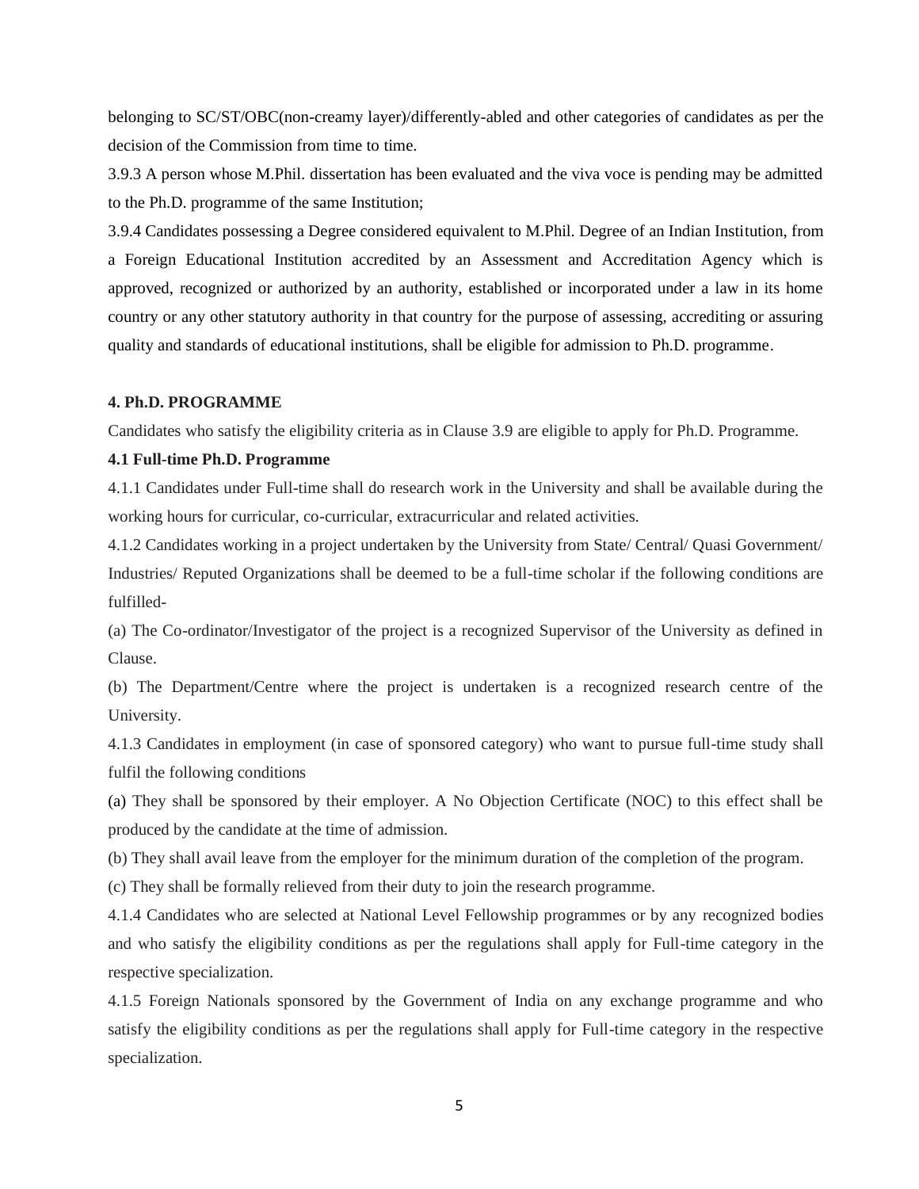belonging to SC/ST/OBC(non-creamy layer)/differently-abled and other categories of candidates as per the decision of the Commission from time to time.

3.9.3 A person whose M.Phil. dissertation has been evaluated and the viva voce is pending may be admitted to the Ph.D. programme of the same Institution;

3.9.4 Candidates possessing a Degree considered equivalent to M.Phil. Degree of an Indian Institution, from a Foreign Educational Institution accredited by an Assessment and Accreditation Agency which is approved, recognized or authorized by an authority, established or incorporated under a law in its home country or any other statutory authority in that country for the purpose of assessing, accrediting or assuring quality and standards of educational institutions, shall be eligible for admission to Ph.D. programme.

## 4. Ph.D. PROGRAMME

Candidates who satisfy the eligibility criteria as in Clause 3.9 are eligible to apply for Ph.D. Programme.

### 4.1 Full-time Ph.D. Programme

4.1.1 Candidates under Full-time shall do research work in the University and shall be available during the working hours for curricular, co-curricular, extracurricular and related activities.

4.1.2 Candidates working in a project undertaken by the University from State/ Central/ Quasi Government/ Industries/ Reputed Organizations shall be deemed to be a full-time scholar if the following conditions are fulfilled-

(a) The Co-ordinator/Investigator of the project is a recognized Supervisor of the University as defined in Clause.

(b) The Department/Centre where the project is undertaken is a recognized research centre of the University.

4.1.3 Candidates in employment (in case of sponsored category) who want to pursue full-time study shall fulfil the following conditions

(a) They shall be sponsored by their employer. A No Objection Certificate (NOC) to this effect shall be produced by the candidate at the time of admission.

(b) They shall avail leave from the employer for the minimum duration of the completion of the program.

(c) They shall be formally relieved from their duty to join the research programme.

4.1.4 Candidates who are selected at National Level Fellowship programmes or by any recognized bodies and who satisfy the eligibility conditions as per the regulations shall apply for Full-time category in the respective specialization.

4.1.5 Foreign Nationals sponsored by the Government of India on any exchange programme and who satisfy the eligibility conditions as per the regulations shall apply for Full-time category in the respective specialization.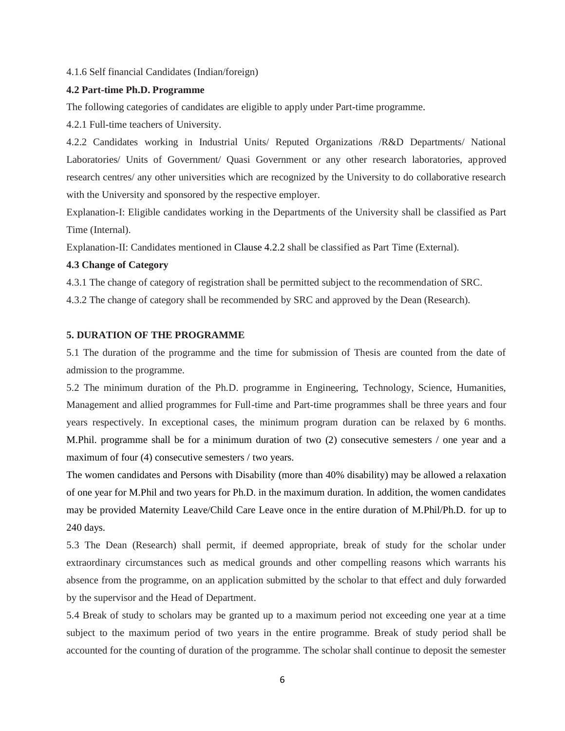4.1.6 Self financial Candidates (Indian/foreign)

**4.2 Part-time Ph.D. Programme**

The following categories of candidates are eligible to apply under Part-time programme.

4.2.1 Full-time teachers of University.

4.2.2 Candidates working in Industrial Units/ Reputed Organizations /R&D Departments/ National Laboratories/ Units of Government/ Quasi Government or any other research laboratories, approved research centres/ any other universities which are recognized by the University to do collaborative research with the University and sponsored by the respective employer.

Explanation-I: Eligible candidates working in the Departments of the University shall be classified as Part Time (Internal).

Explanation-II: Candidates mentioned in Clause 4.2.2 shall be classified as Part Time (External).

**4.3 Change of Category**

4.3.1 The change of category of registration shall be permitted subject to the recommendation of SRC.

4.3.2 The change of category shall be recommended by SRC and approved by the Dean (Research).

**5. DURATION OF THE PROGRAMME**

5.1 The duration of the programme and the time for submission of Thesis are counted from the date of admission to the programme.

5.2 The minimum duration of the Ph.D. programme in Engineering, Technology, Science, Humanities, Management and allied programmes for Full-time and Part-time programmes shall be three years and four years respectively. In exceptional cases, the minimum program duration can be relaxed by 6 months. M.Phil. programme shall be for a minimum duration of two (2) consecutive semesters / one year and a maximum of four (4) consecutive semesters / two years.

The women candidates and Persons with Disability (more than 40% disability) may be allowed a relaxation of one year for M.Phil and two years for Ph.D. in the maximum duration. In addition, the women candidates may be provided Maternity Leave/Child Care Leave once in the entire duration of M.Phil/Ph.D. for up to 240 days.

5.3 The Dean (Research) shall permit, if deemed appropriate, break of study for the scholar under extraordinary circumstances such as medical grounds and other compelling reasons which warrants his absence from the programme, on an application submitted by the scholar to that effect and duly forwarded by the supervisor and the Head of Department.

5.4 Break of study to scholars may be granted up to a maximum period not exceeding one year at a time subject to the maximum period of two years in the entire programme. Break of study period shall be accounted for the counting of duration of the programme. The scholar shall continue to deposit the semester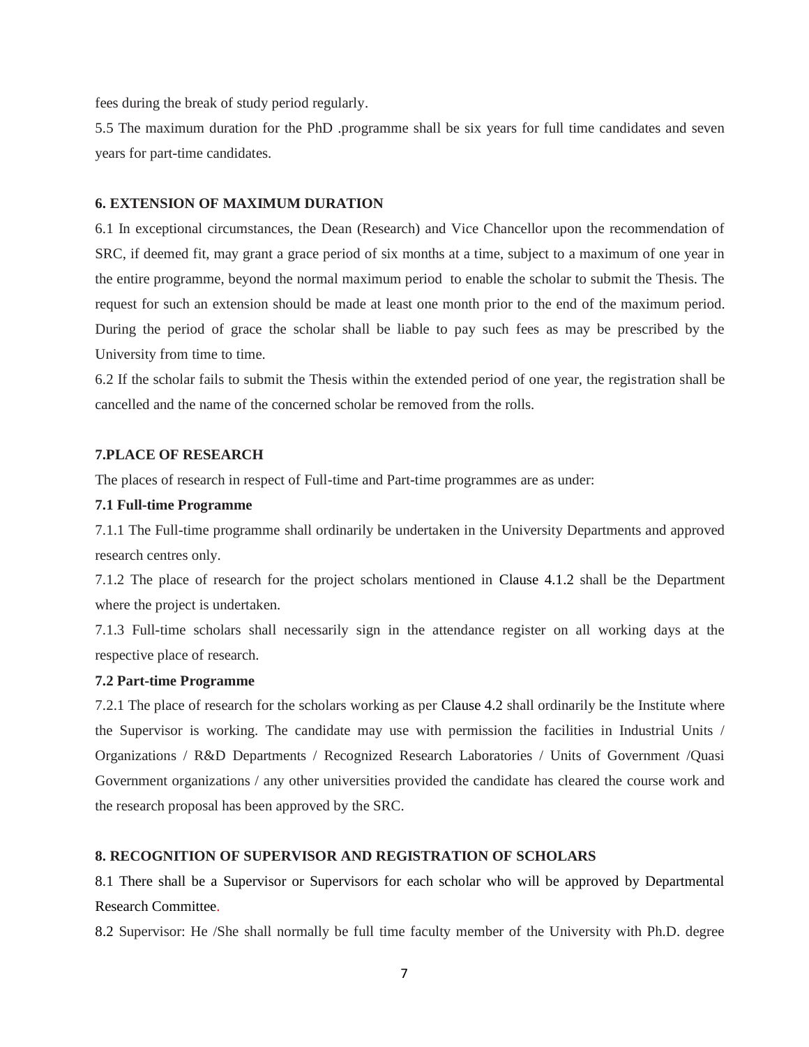fees during the break of study period regularly.

5.5 The maximum duration for the PhD .programme shall be six years for full time candidates and seven years for part-time candidates.

## 6. EXTENSION OF MAXIMUM DURATION

6.1 In exceptional circumstances, the Dean (Research) and Vice Chancellor upon the recommendation of SRC, if deemed fit, may grant a grace period of six months at a time, subject to a maximum of one year in the entire programme, beyond the normal maximum period to enable the scholar to submit the Thesis. The request for such an extension should be made at least one month prior to the end of the maximum period. During the period of grace the scholar shall be liable to pay such fees as may be prescribed by the University from time to time.

6.2 If the scholar fails to submit the Thesis within the extended period of one year, the registration shall be cancelled and the name of the concerned scholar be removed from the rolls.

## 7.PLACE OF RESEARCH

The places of research in respect of Full-time and Part-time programmes are as under:

### 7.1 Full-time Programme

7.1.1 The Full-time programme shall ordinarily be undertaken in the University Departments and approved research centres only.

7.1.2 The place of research for the project scholars mentioned in Clause 4.1.2 shall be the Department where the project is undertaken.

7.1.3 Full-time scholars shall necessarily sign in the attendance register on all working days at the respective place of research.

### 7.2 Part-time Programme

7.2.1 The place of research for the scholars working as per Clause 4.2 shall ordinarily be the Institute where the Supervisor is working. The candidate may use with permission the facilities in Industrial Units / Organizations / R&D Departments / Recognized Research Laboratories / Units of Government /Quasi Government organizations / any other universities provided the candidate has cleared the course work and the research proposal has been approved by the SRC.

## 8. RECOGNITION OF SUPERVISOR AND REGISTRATION OF SCHOLARS

8.1 There shall be a Supervisor or Supervisors for each scholar who will be approved by Departmental Research Committee.

8.2 Supervisor: He /She shall normally be full time faculty member of the University with Ph.D. degree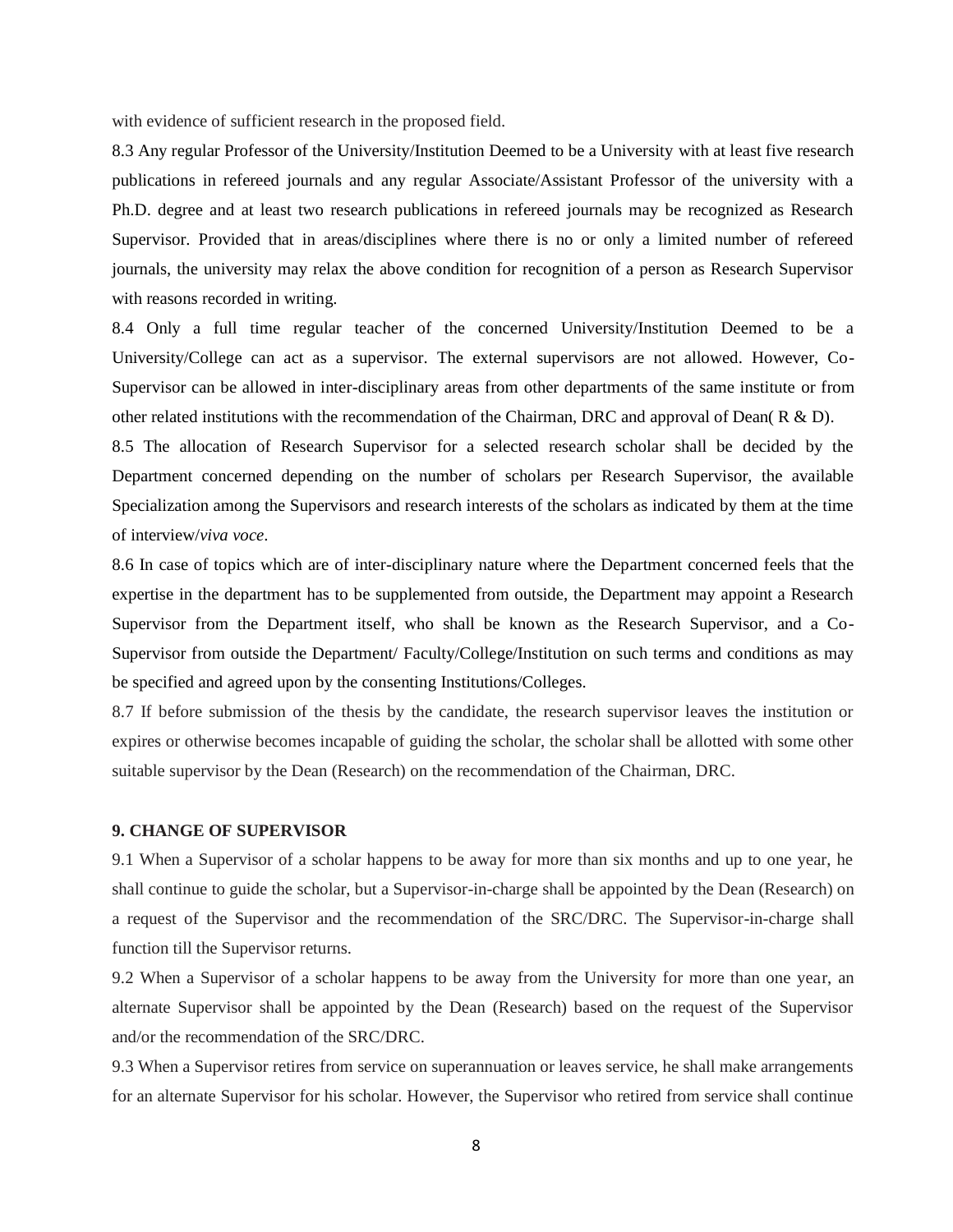with evidence of sufficient research in the proposed field.

8.3 Any regular Professor of the University/Institution Deemed to be a University with at least five research publications in refereed journals and any regular Associate/Assistant Professor of the university with a Ph.D. degree and at least two research publications in refereed journals may be recognized as Research Supervisor. Provided that in areas/disciplines where there is no or only a limited number of refereed journals, the university may relax the above condition for recognition of a person as Research Supervisor with reasons recorded in writing.

8.4 Only a full time regular teacher of the concerned University/Institution Deemed to be a University/College can act as a supervisor. The external supervisors are not allowed. However, Co-Supervisor can be allowed in inter-disciplinary areas from other departments of the same institute or from other related institutions with the recommendation of the Chairman, DRC and approval of Dean( R & D).

8.5 The allocation of Research Supervisor for a selected research scholar shall be decided by the Department concerned depending on the number of scholars per Research Supervisor, the available Specialization among the Supervisors and research interests of the scholars as indicated by them at the time of interview/*viva voce*.

8.6 In case of topics which are of inter-disciplinary nature where the Department concerned feels that the expertise in the department has to be supplemented from outside, the Department may appoint a Research Supervisor from the Department itself, who shall be known as the Research Supervisor, and a Co-Supervisor from outside the Department/ Faculty/College/Institution on such terms and conditions as may be specified and agreed upon by the consenting Institutions/Colleges.

8.7 If before submission of the thesis by the candidate, the research supervisor leaves the institution or expires or otherwise becomes incapable of guiding the scholar, the scholar shall be allotted with some other suitable supervisor by the Dean (Research) on the recommendation of the Chairman, DRC.

**9. CHANGE OF SUPERVISOR**

9.1 When a Supervisor of a scholar happens to be away for more than six months and up to one year, he shall continue to guide the scholar, but a Supervisor-in-charge shall be appointed by the Dean (Research) on a request of the Supervisor and the recommendation of the SRC/DRC. The Supervisor-in-charge shall function till the Supervisor returns.

9.2 When a Supervisor of a scholar happens to be away from the University for more than one year, an alternate Supervisor shall be appointed by the Dean (Research) based on the request of the Supervisor and/or the recommendation of the SRC/DRC.

9.3 When a Supervisor retires from service on superannuation or leaves service, he shall make arrangements for an alternate Supervisor for his scholar. However, the Supervisor who retired from service shall continue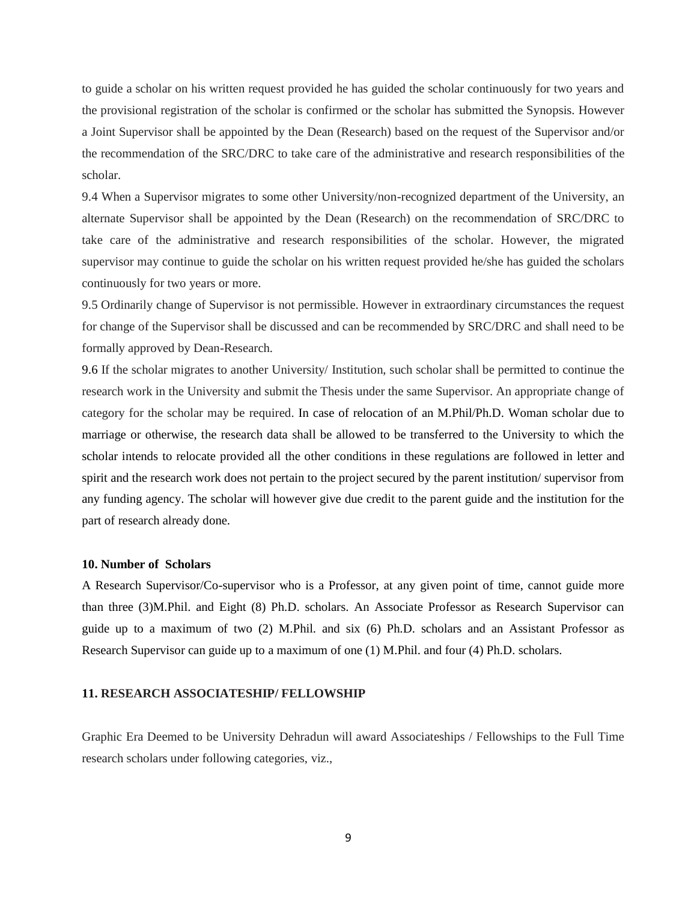to guide a scholar on his written request provided he has guided the scholar continuously for two years and the provisional registration of the scholar is confirmed or the scholar has submitted the Synopsis. However a Joint Supervisor shall be appointed by the Dean (Research) based on the request of the Supervisor and/or the recommendation of the SRC/DRC to take care of the administrative and research responsibilities of the scholar.

9.4 When a Supervisor migrates to some other University/non-recognized department of the University, an alternate Supervisor shall be appointed by the Dean (Research) on the recommendation of SRC/DRC to take care of the administrative and research responsibilities of the scholar. However, the migrated supervisor may continue to guide the scholar on his written request provided he/she has guided the scholars continuously for two years or more.

9.5 Ordinarily change of Supervisor is not permissible. However in extraordinary circumstances the request for change of the Supervisor shall be discussed and can be recommended by SRC/DRC and shall need to be formally approved by Dean-Research.

9.6 If the scholar migrates to another University/ Institution, such scholar shall be permitted to continue the research work in the University and submit the Thesis under the same Supervisor. An appropriate change of category for the scholar may be required. In case of relocation of an M.Phil/Ph.D. Woman scholar due to marriage or otherwise, the research data shall be allowed to be transferred to the University to which the scholar intends to relocate provided all the other conditions in these regulations are followed in letter and spirit and the research work does not pertain to the project secured by the parent institution/ supervisor from any funding agency. The scholar will however give due credit to the parent guide and the institution for the part of research already done.

### 10. Number of Scholars

A Research Supervisor/Co-supervisor who is a Professor, at any given point of time, cannot guide more than three (3)M.Phil. and Eight (8) Ph.D. scholars. An Associate Professor as Research Supervisor can guide up to a maximum of two (2) M.Phil. and six (6) Ph.D. scholars and an Assistant Professor as Research Supervisor can guide up to a maximum of one (1) M.Phil. and four (4) Ph.D. scholars.

### 11. RESEARCH ASSOCIATESHIP/ FELLOWSHIP

Graphic Era Deemed to be University Dehradun will award Associateships / Fellowships to the Full Time research scholars under following categories, viz.,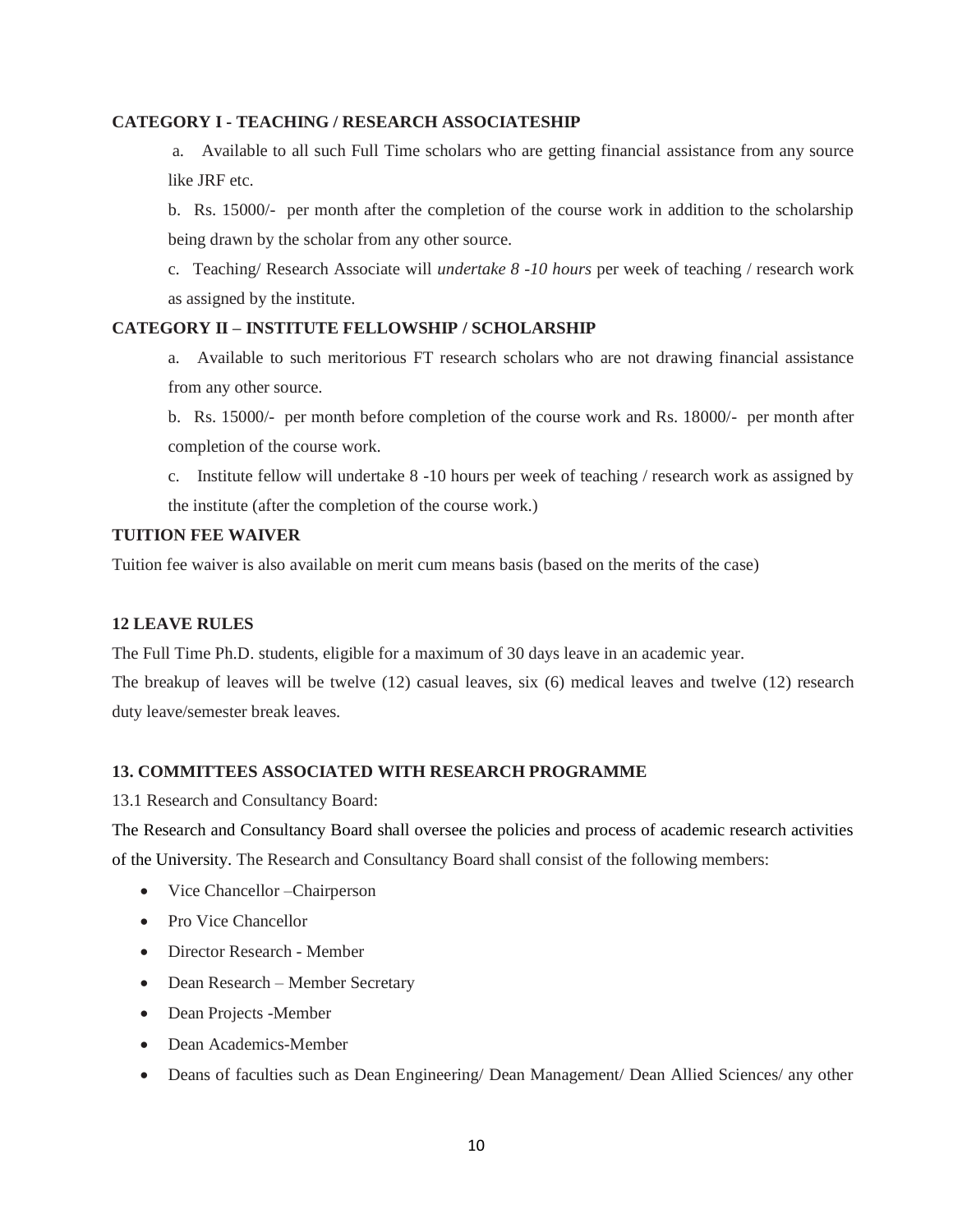**CATEGORY I - TEACHING / RESEARCH ASSOCIATESHIP**

a. Available to all such Full Time scholars who are getting financial assistance from any source like JRF etc.

b. Rs. 15000/- per month after the completion of the course work in addition to the scholarship being drawn by the scholar from any other source.

c. Teaching/ Research Associate will *undertake 8 -10 hours* per week of teaching / research work as assigned by the institute.

**CATEGORY II – INSTITUTE FELLOWSHIP / SCHOLARSHIP**

a. Available to such meritorious FT research scholars who are not drawing financial assistance from any other source.

b. Rs. 15000/- per month before completion of the course work and Rs. 18000/- per month after completion of the course work.

c. Institute fellow will undertake 8 -10 hours per week of teaching / research work as assigned by the institute (after the completion of the course work.)

**TUITION FEE WAIVER**

Tuition fee waiver is also available on merit cum means basis (based on the merits of the case)

## 12 LEAVE RULES

The Full Time Ph.D. students, eligible for a maximum of 30 days leave in an academic year.

The breakup of leaves will be twelve (12) casual leaves, six (6) medical leaves and twelve (12) research duty leave/semester break leaves.

## 13. COMMITTEES ASSOCIATED WITH RESEARCH PROGRAMME

13.1 Research and Consultancy Board:

The Research and Consultancy Board shall oversee the policies and process of academic research activities of the University. The Research and Consultancy Board shall consist of the following members:

- Vice Chancellor –Chairperson
- Pro Vice Chancellor
- Director Research - Member
- Dean Research – Member Secretary
- Dean Projects -Member
- Dean Academics-Member
- Deans of faculties such as Dean Engineering/ Dean Management/ Dean Allied Sciences/ any other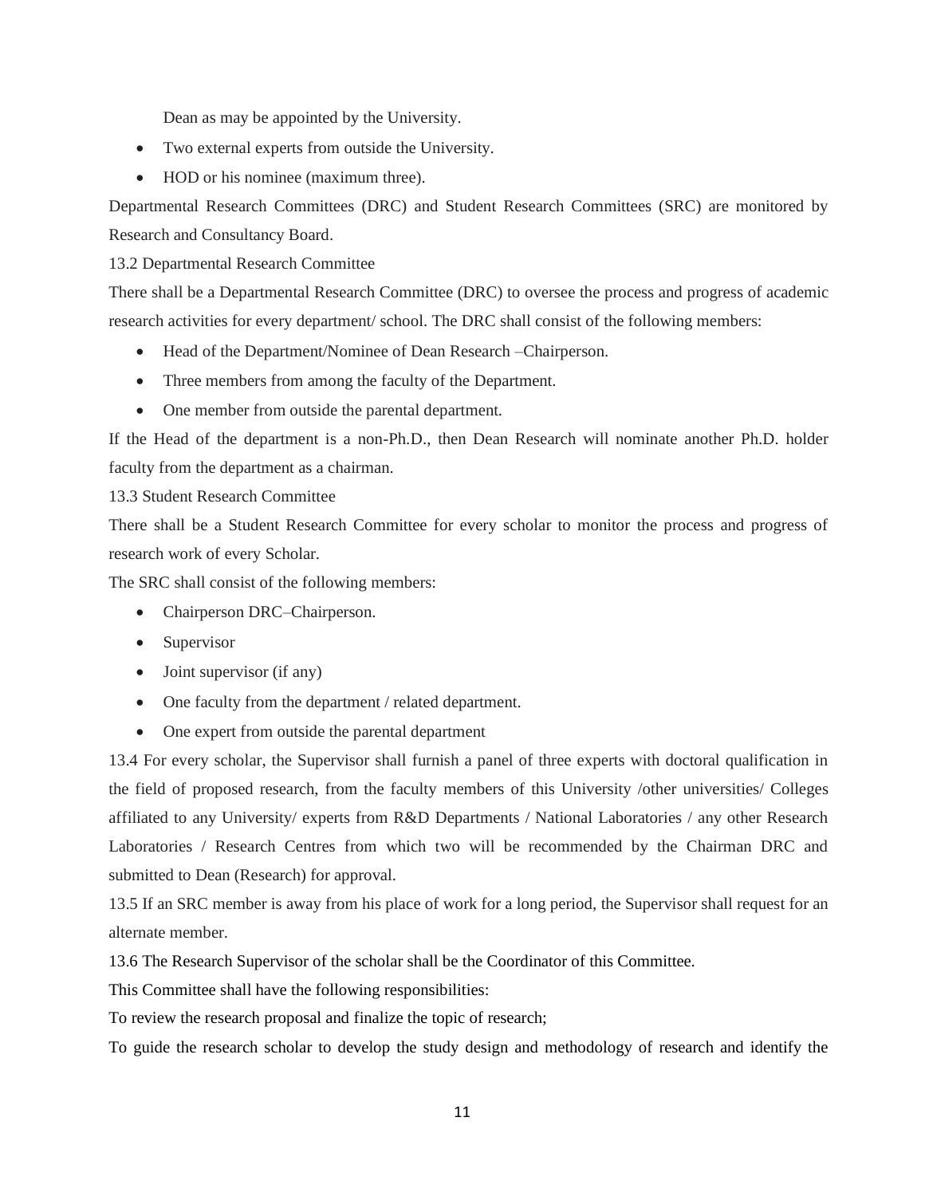Dean as may be appointed by the University.

- Two external experts from outside the University.
- HOD or his nominee (maximum three).

Departmental Research Committees (DRC) and Student Research Committees (SRC) are monitored by Research and Consultancy Board.

13.2 Departmental Research Committee

There shall be a Departmental Research Committee (DRC) to oversee the process and progress of academic research activities for every department/ school. The DRC shall consist of the following members:

- Head of the Department/Nominee of Dean Research –Chairperson.
- Three members from among the faculty of the Department.
- One member from outside the parental department.

If the Head of the department is a non-Ph.D., then Dean Research will nominate another Ph.D. holder faculty from the department as a chairman.

13.3 Student Research Committee

There shall be a Student Research Committee for every scholar to monitor the process and progress of research work of every Scholar.

The SRC shall consist of the following members:

- Chairperson DRC–Chairperson.
- Supervisor
- Joint supervisor (if any)
- One faculty from the department / related department.
- One expert from outside the parental department

13.4 For every scholar, the Supervisor shall furnish a panel of three experts with doctoral qualification in the field of proposed research, from the faculty members of this University /other universities/ Colleges affiliated to any University/ experts from R&D Departments / National Laboratories / any other Research Laboratories / Research Centres from which two will be recommended by the Chairman DRC and submitted to Dean (Research) for approval.

13.5 If an SRC member is away from his place of work for a long period, the Supervisor shall request for an alternate member.

13.6 The Research Supervisor of the scholar shall be the Coordinator of this Committee.

This Committee shall have the following responsibilities:

To review the research proposal and finalize the topic of research;

To guide the research scholar to develop the study design and methodology of research and identify the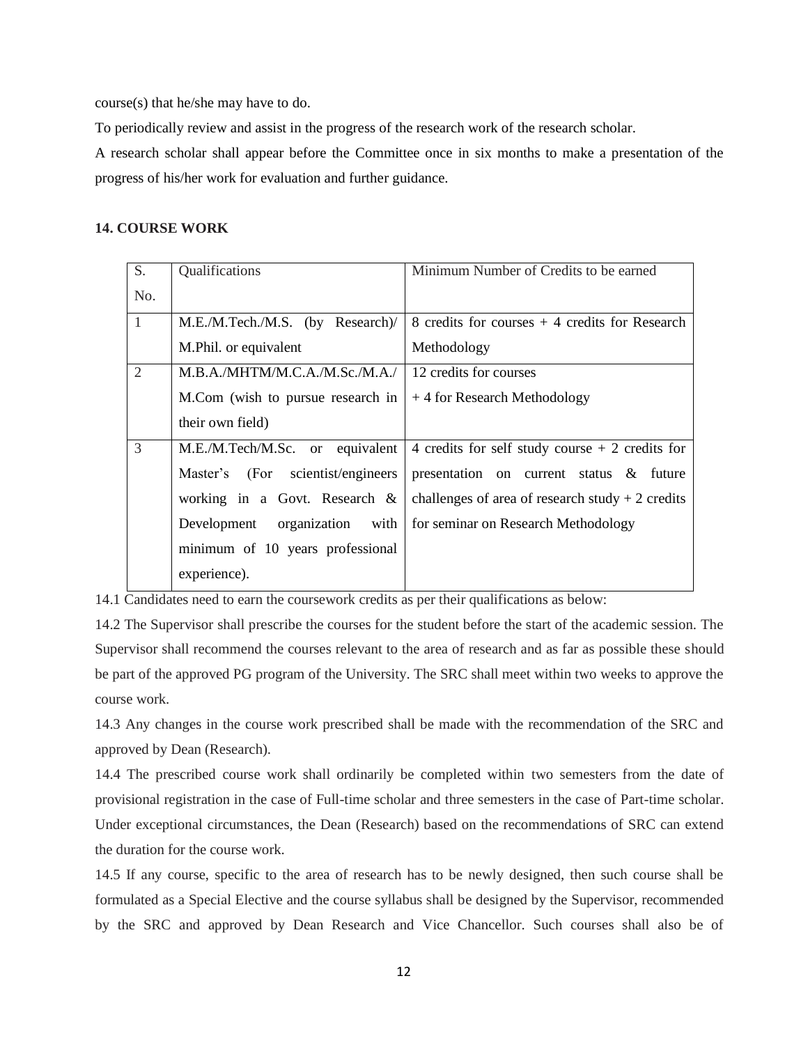course(s) that he/she may have to do.

To periodically review and assist in the progress of the research work of the research scholar.

A research scholar shall appear before the Committee once in six months to make a presentation of the progress of his/her work for evaluation and further guidance.

**14. COURSE WORK**

| S. No. | Qualifications | Minimum Number of Credits to be earned |
|---|---|---|
| 1 | M.E./M.Tech./M.S. (by Research)/ M.Phil. or equivalent | 8 credits for courses + 4 credits for Research Methodology |
| 2 | M.B.A./MHTM/M.C.A./M.Sc./M.A./ M.Com (wish to pursue research in their own field) | 12 credits for courses + 4 for Research Methodology |
| 3 | M.E./M.Tech/M.Sc. or equivalent Master's (For scientist/engineers working in a Govt. Research & Development organization with minimum of 10 years professional experience). | 4 credits for self study course + 2 credits for presentation on current status & future challenges of area of research study + 2 credits for seminar on Research Methodology |

14.1 Candidates need to earn the coursework credits as per their qualifications as below:

14.2 The Supervisor shall prescribe the courses for the student before the start of the academic session. The Supervisor shall recommend the courses relevant to the area of research and as far as possible these should be part of the approved PG program of the University. The SRC shall meet within two weeks to approve the course work.

14.3 Any changes in the course work prescribed shall be made with the recommendation of the SRC and approved by Dean (Research).

14.4 The prescribed course work shall ordinarily be completed within two semesters from the date of provisional registration in the case of Full-time scholar and three semesters in the case of Part-time scholar. Under exceptional circumstances, the Dean (Research) based on the recommendations of SRC can extend the duration for the course work.

14.5 If any course, specific to the area of research has to be newly designed, then such course shall be formulated as a Special Elective and the course syllabus shall be designed by the Supervisor, recommended by the SRC and approved by Dean Research and Vice Chancellor. Such courses shall also be of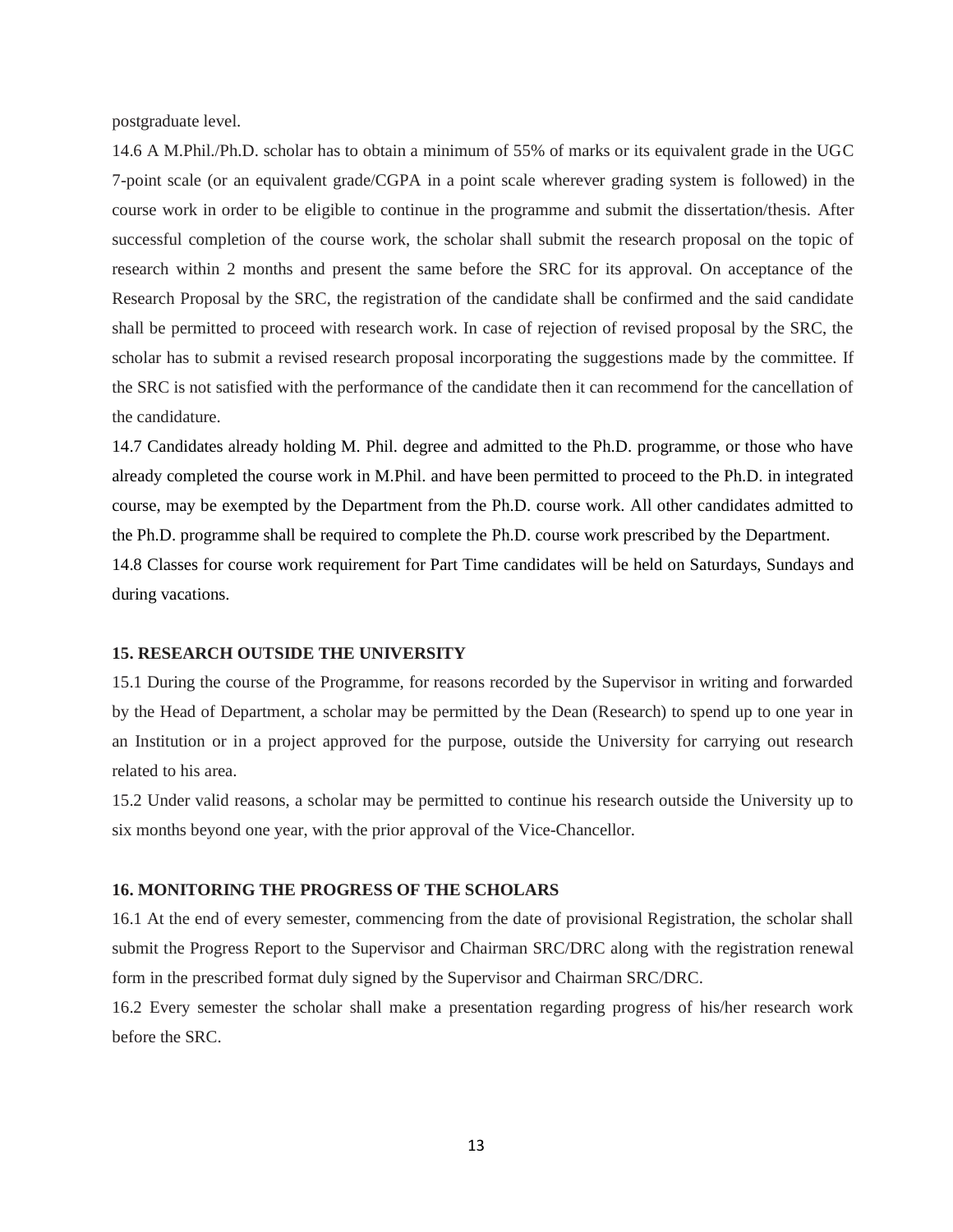postgraduate level.

14.6 A M.Phil./Ph.D. scholar has to obtain a minimum of 55% of marks or its equivalent grade in the UGC 7-point scale (or an equivalent grade/CGPA in a point scale wherever grading system is followed) in the course work in order to be eligible to continue in the programme and submit the dissertation/thesis. After successful completion of the course work, the scholar shall submit the research proposal on the topic of research within 2 months and present the same before the SRC for its approval. On acceptance of the Research Proposal by the SRC, the registration of the candidate shall be confirmed and the said candidate shall be permitted to proceed with research work. In case of rejection of revised proposal by the SRC, the scholar has to submit a revised research proposal incorporating the suggestions made by the committee. If the SRC is not satisfied with the performance of the candidate then it can recommend for the cancellation of the candidature.

14.7 Candidates already holding M. Phil. degree and admitted to the Ph.D. programme, or those who have already completed the course work in M.Phil. and have been permitted to proceed to the Ph.D. in integrated course, may be exempted by the Department from the Ph.D. course work. All other candidates admitted to the Ph.D. programme shall be required to complete the Ph.D. course work prescribed by the Department.

14.8 Classes for course work requirement for Part Time candidates will be held on Saturdays, Sundays and during vacations.

### 15. RESEARCH OUTSIDE THE UNIVERSITY

15.1 During the course of the Programme, for reasons recorded by the Supervisor in writing and forwarded by the Head of Department, a scholar may be permitted by the Dean (Research) to spend up to one year in an Institution or in a project approved for the purpose, outside the University for carrying out research related to his area.

15.2 Under valid reasons, a scholar may be permitted to continue his research outside the University up to six months beyond one year, with the prior approval of the Vice-Chancellor.

### 16. MONITORING THE PROGRESS OF THE SCHOLARS

16.1 At the end of every semester, commencing from the date of provisional Registration, the scholar shall submit the Progress Report to the Supervisor and Chairman SRC/DRC along with the registration renewal form in the prescribed format duly signed by the Supervisor and Chairman SRC/DRC.

16.2 Every semester the scholar shall make a presentation regarding progress of his/her research work before the SRC.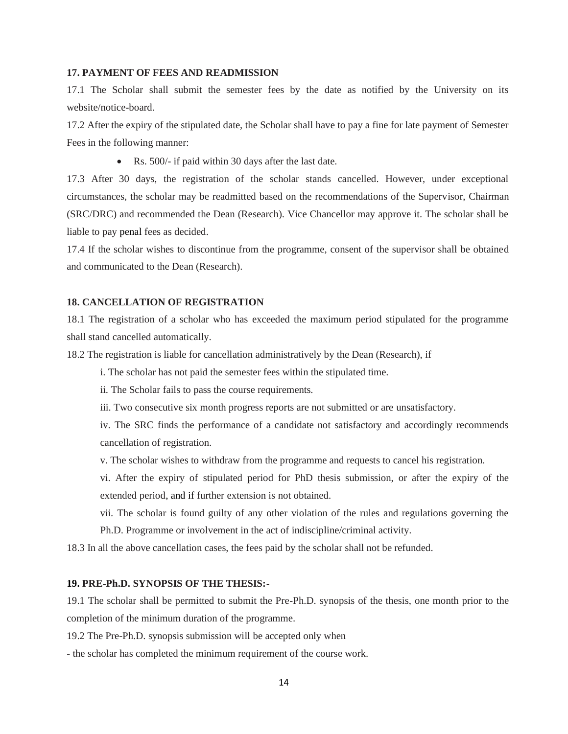### 17. PAYMENT OF FEES AND READMISSION

17.1 The Scholar shall submit the semester fees by the date as notified by the University on its website/notice-board.

17.2 After the expiry of the stipulated date, the Scholar shall have to pay a fine for late payment of Semester Fees in the following manner:

- Rs. 500/- if paid within 30 days after the last date.

17.3 After 30 days, the registration of the scholar stands cancelled. However, under exceptional circumstances, the scholar may be readmitted based on the recommendations of the Supervisor, Chairman (SRC/DRC) and recommended the Dean (Research). Vice Chancellor may approve it. The scholar shall be liable to pay penal fees as decided.

17.4 If the scholar wishes to discontinue from the programme, consent of the supervisor shall be obtained and communicated to the Dean (Research).

### 18. CANCELLATION OF REGISTRATION

18.1 The registration of a scholar who has exceeded the maximum period stipulated for the programme shall stand cancelled automatically.

18.2 The registration is liable for cancellation administratively by the Dean (Research), if

i. The scholar has not paid the semester fees within the stipulated time.

ii. The Scholar fails to pass the course requirements.

iii. Two consecutive six month progress reports are not submitted or are unsatisfactory.

iv. The SRC finds the performance of a candidate not satisfactory and accordingly recommends cancellation of registration.

v. The scholar wishes to withdraw from the programme and requests to cancel his registration.

vi. After the expiry of stipulated period for PhD thesis submission, or after the expiry of the extended period, and if further extension is not obtained.

vii. The scholar is found guilty of any other violation of the rules and regulations governing the Ph.D. Programme or involvement in the act of indiscipline/criminal activity.

18.3 In all the above cancellation cases, the fees paid by the scholar shall not be refunded.

### 19. PRE-Ph.D. SYNOPSIS OF THE THESIS:-

19.1 The scholar shall be permitted to submit the Pre-Ph.D. synopsis of the thesis, one month prior to the completion of the minimum duration of the programme.

19.2 The Pre-Ph.D. synopsis submission will be accepted only when

- the scholar has completed the minimum requirement of the course work.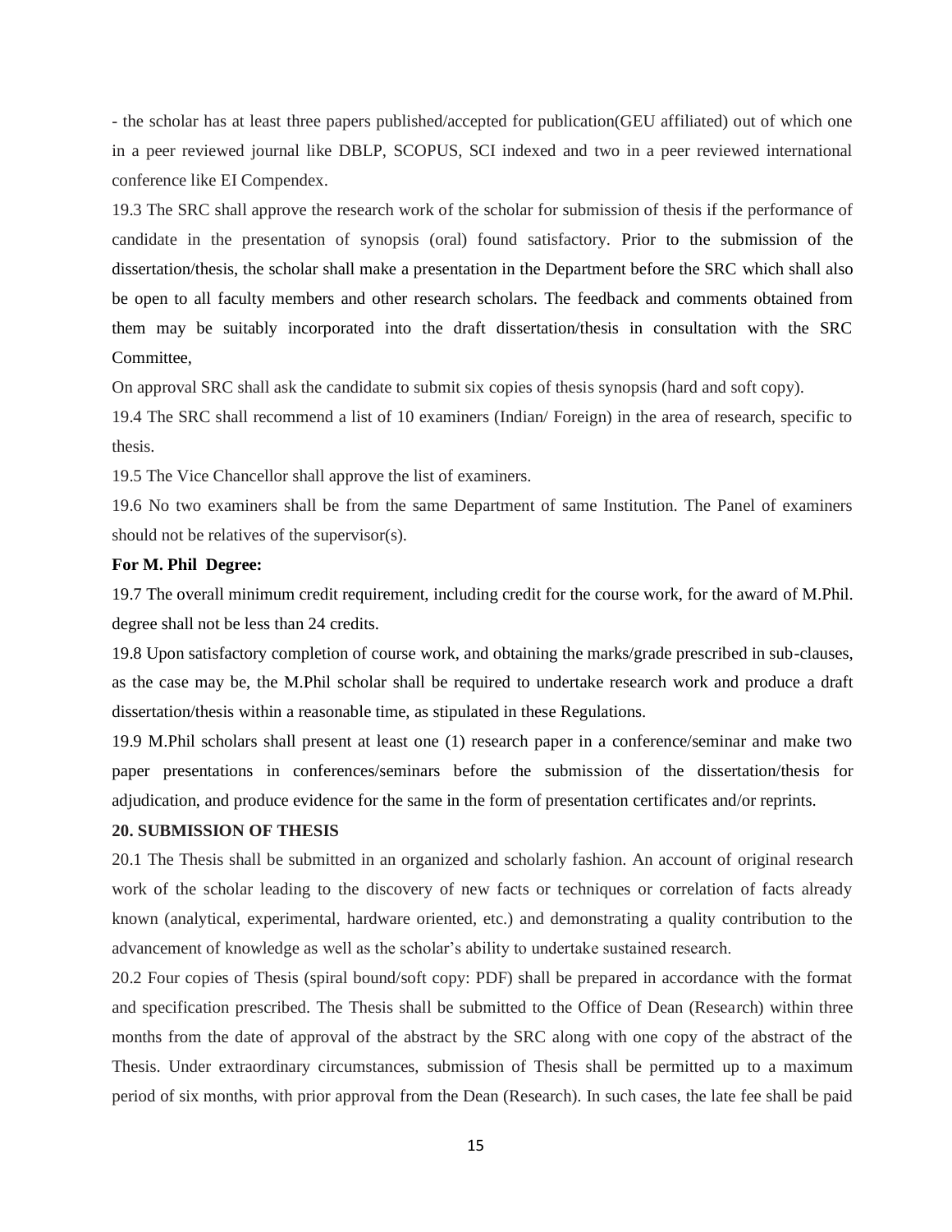- the scholar has at least three papers published/accepted for publication(GEU affiliated) out of which one in a peer reviewed journal like DBLP, SCOPUS, SCI indexed and two in a peer reviewed international conference like EI Compendex.

19.3 The SRC shall approve the research work of the scholar for submission of thesis if the performance of candidate in the presentation of synopsis (oral) found satisfactory. Prior to the submission of the dissertation/thesis, the scholar shall make a presentation in the Department before the SRC which shall also be open to all faculty members and other research scholars. The feedback and comments obtained from them may be suitably incorporated into the draft dissertation/thesis in consultation with the SRC Committee,

On approval SRC shall ask the candidate to submit six copies of thesis synopsis (hard and soft copy).

19.4 The SRC shall recommend a list of 10 examiners (Indian/ Foreign) in the area of research, specific to thesis.

19.5 The Vice Chancellor shall approve the list of examiners.

19.6 No two examiners shall be from the same Department of same Institution. The Panel of examiners should not be relatives of the supervisor(s).

**For M. Phil Degree:**

19.7 The overall minimum credit requirement, including credit for the course work, for the award of M.Phil. degree shall not be less than 24 credits.

19.8 Upon satisfactory completion of course work, and obtaining the marks/grade prescribed in sub-clauses, as the case may be, the M.Phil scholar shall be required to undertake research work and produce a draft dissertation/thesis within a reasonable time, as stipulated in these Regulations.

19.9 M.Phil scholars shall present at least one (1) research paper in a conference/seminar and make two paper presentations in conferences/seminars before the submission of the dissertation/thesis for adjudication, and produce evidence for the same in the form of presentation certificates and/or reprints.

**20. SUBMISSION OF THESIS**

20.1 The Thesis shall be submitted in an organized and scholarly fashion. An account of original research work of the scholar leading to the discovery of new facts or techniques or correlation of facts already known (analytical, experimental, hardware oriented, etc.) and demonstrating a quality contribution to the advancement of knowledge as well as the scholar's ability to undertake sustained research.

20.2 Four copies of Thesis (spiral bound/soft copy: PDF) shall be prepared in accordance with the format and specification prescribed. The Thesis shall be submitted to the Office of Dean (Research) within three months from the date of approval of the abstract by the SRC along with one copy of the abstract of the Thesis. Under extraordinary circumstances, submission of Thesis shall be permitted up to a maximum period of six months, with prior approval from the Dean (Research). In such cases, the late fee shall be paid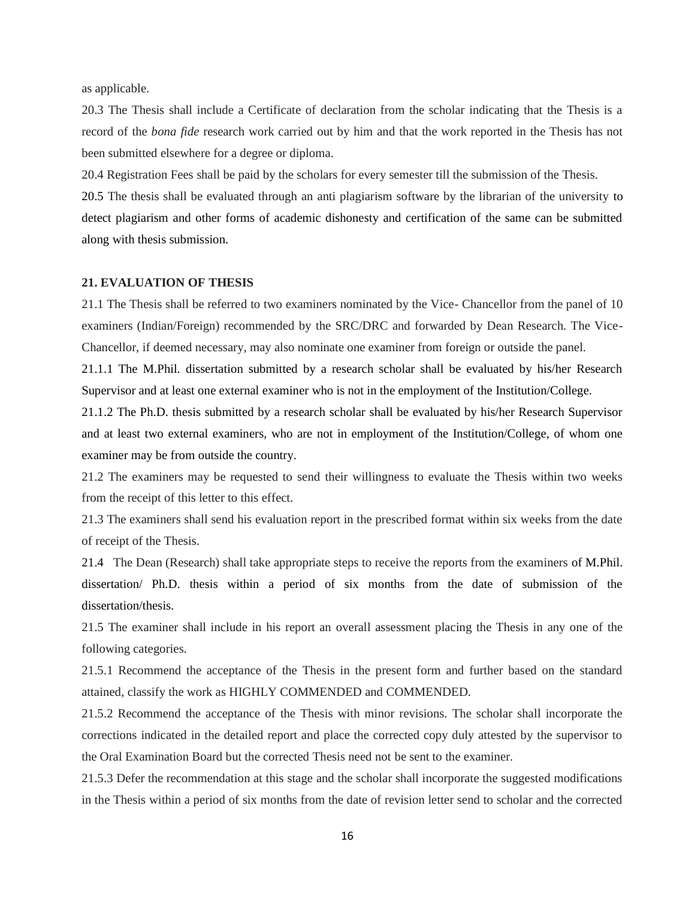as applicable.

20.3 The Thesis shall include a Certificate of declaration from the scholar indicating that the Thesis is a record of the *bona fide* research work carried out by him and that the work reported in the Thesis has not been submitted elsewhere for a degree or diploma.

20.4 Registration Fees shall be paid by the scholars for every semester till the submission of the Thesis.

20.5 The thesis shall be evaluated through an anti plagiarism software by the librarian of the university to detect plagiarism and other forms of academic dishonesty and certification of the same can be submitted along with thesis submission.

## 21. EVALUATION OF THESIS

21.1 The Thesis shall be referred to two examiners nominated by the Vice- Chancellor from the panel of 10 examiners (Indian/Foreign) recommended by the SRC/DRC and forwarded by Dean Research. The Vice-Chancellor, if deemed necessary, may also nominate one examiner from foreign or outside the panel.

21.1.1 The M.Phil. dissertation submitted by a research scholar shall be evaluated by his/her Research Supervisor and at least one external examiner who is not in the employment of the Institution/College.

21.1.2 The Ph.D. thesis submitted by a research scholar shall be evaluated by his/her Research Supervisor and at least two external examiners, who are not in employment of the Institution/College, of whom one examiner may be from outside the country.

21.2 The examiners may be requested to send their willingness to evaluate the Thesis within two weeks from the receipt of this letter to this effect.

21.3 The examiners shall send his evaluation report in the prescribed format within six weeks from the date of receipt of the Thesis.

21.4 The Dean (Research) shall take appropriate steps to receive the reports from the examiners of M.Phil. dissertation/ Ph.D. thesis within a period of six months from the date of submission of the dissertation/thesis.

21.5 The examiner shall include in his report an overall assessment placing the Thesis in any one of the following categories.

21.5.1 Recommend the acceptance of the Thesis in the present form and further based on the standard attained, classify the work as HIGHLY COMMENDED and COMMENDED.

21.5.2 Recommend the acceptance of the Thesis with minor revisions. The scholar shall incorporate the corrections indicated in the detailed report and place the corrected copy duly attested by the supervisor to the Oral Examination Board but the corrected Thesis need not be sent to the examiner.

21.5.3 Defer the recommendation at this stage and the scholar shall incorporate the suggested modifications in the Thesis within a period of six months from the date of revision letter send to scholar and the corrected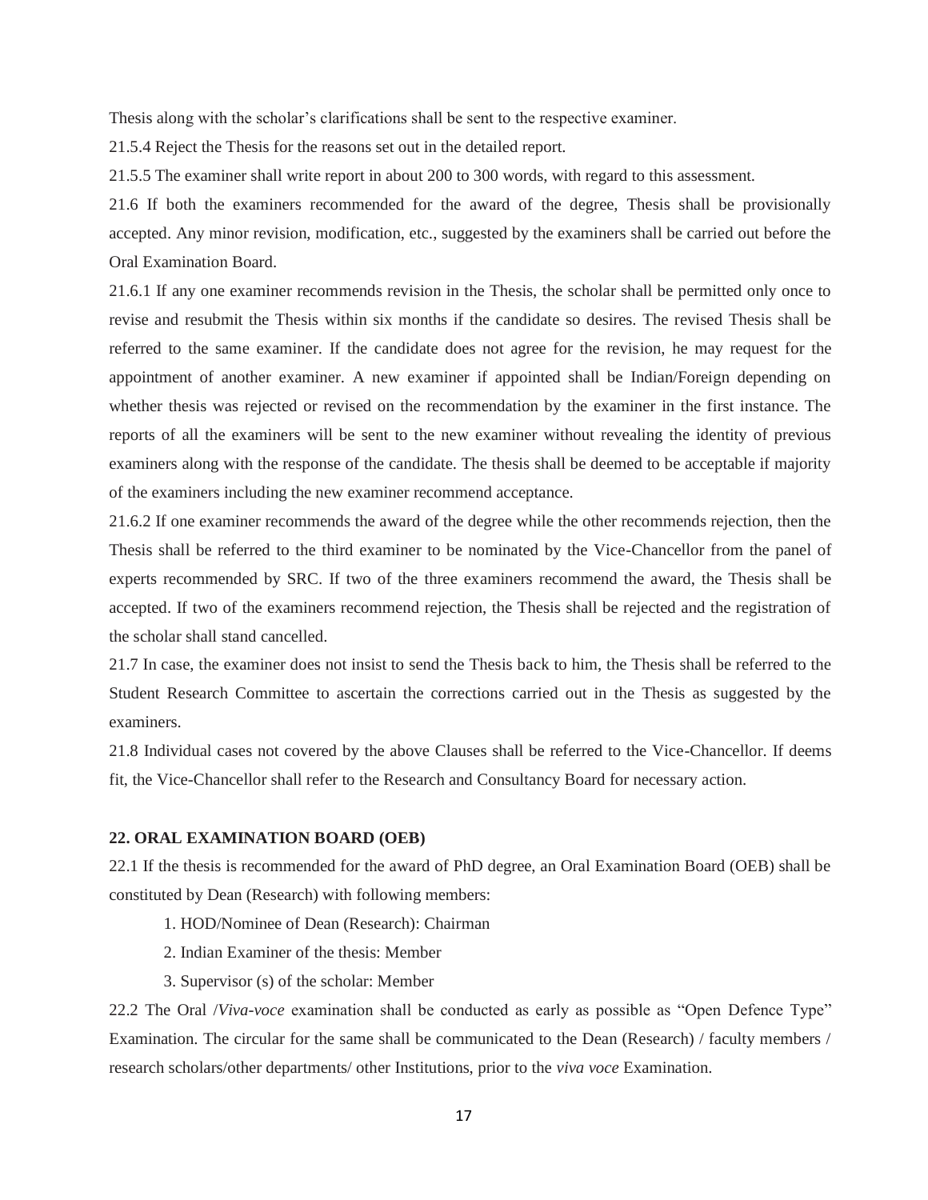Thesis along with the scholar's clarifications shall be sent to the respective examiner.

21.5.4 Reject the Thesis for the reasons set out in the detailed report.

21.5.5 The examiner shall write report in about 200 to 300 words, with regard to this assessment.

21.6 If both the examiners recommended for the award of the degree, Thesis shall be provisionally accepted. Any minor revision, modification, etc., suggested by the examiners shall be carried out before the Oral Examination Board.

21.6.1 If any one examiner recommends revision in the Thesis, the scholar shall be permitted only once to revise and resubmit the Thesis within six months if the candidate so desires. The revised Thesis shall be referred to the same examiner. If the candidate does not agree for the revision, he may request for the appointment of another examiner. A new examiner if appointed shall be Indian/Foreign depending on whether thesis was rejected or revised on the recommendation by the examiner in the first instance. The reports of all the examiners will be sent to the new examiner without revealing the identity of previous examiners along with the response of the candidate. The thesis shall be deemed to be acceptable if majority of the examiners including the new examiner recommend acceptance.

21.6.2 If one examiner recommends the award of the degree while the other recommends rejection, then the Thesis shall be referred to the third examiner to be nominated by the Vice-Chancellor from the panel of experts recommended by SRC. If two of the three examiners recommend the award, the Thesis shall be accepted. If two of the examiners recommend rejection, the Thesis shall be rejected and the registration of the scholar shall stand cancelled.

21.7 In case, the examiner does not insist to send the Thesis back to him, the Thesis shall be referred to the Student Research Committee to ascertain the corrections carried out in the Thesis as suggested by the examiners.

21.8 Individual cases not covered by the above Clauses shall be referred to the Vice-Chancellor. If deems fit, the Vice-Chancellor shall refer to the Research and Consultancy Board for necessary action.

## 22. ORAL EXAMINATION BOARD (OEB)

22.1 If the thesis is recommended for the award of PhD degree, an Oral Examination Board (OEB) shall be constituted by Dean (Research) with following members:

1. HOD/Nominee of Dean (Research): Chairman
2. Indian Examiner of the thesis: Member
3. Supervisor (s) of the scholar: Member

22.2 The Oral /*Viva-voce* examination shall be conducted as early as possible as "Open Defence Type" Examination. The circular for the same shall be communicated to the Dean (Research) / faculty members / research scholars/other departments/ other Institutions, prior to the *viva voce* Examination.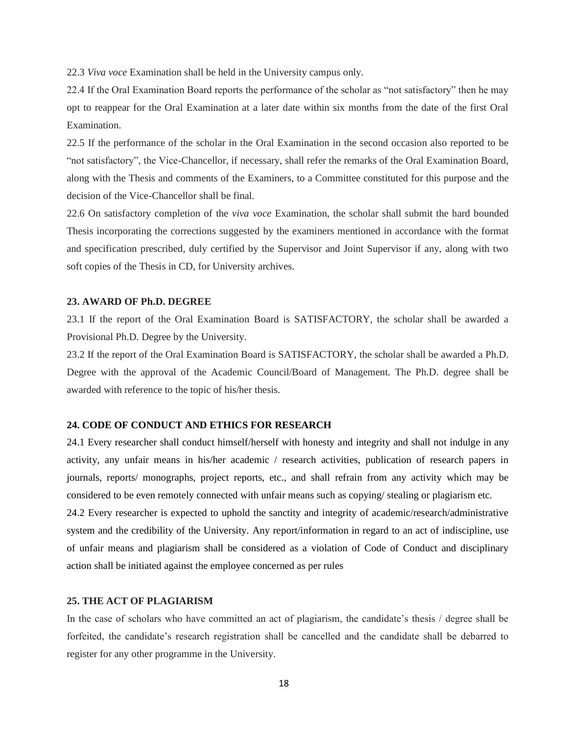22.3 *Viva voce* Examination shall be held in the University campus only.

22.4 If the Oral Examination Board reports the performance of the scholar as "not satisfactory" then he may opt to reappear for the Oral Examination at a later date within six months from the date of the first Oral Examination.

22.5 If the performance of the scholar in the Oral Examination in the second occasion also reported to be "not satisfactory", the Vice-Chancellor, if necessary, shall refer the remarks of the Oral Examination Board, along with the Thesis and comments of the Examiners, to a Committee constituted for this purpose and the decision of the Vice-Chancellor shall be final.

22.6 On satisfactory completion of the *viva voce* Examination, the scholar shall submit the hard bounded Thesis incorporating the corrections suggested by the examiners mentioned in accordance with the format and specification prescribed, duly certified by the Supervisor and Joint Supervisor if any, along with two soft copies of the Thesis in CD, for University archives.

**23. AWARD OF Ph.D. DEGREE**

23.1 If the report of the Oral Examination Board is SATISFACTORY, the scholar shall be awarded a Provisional Ph.D. Degree by the University.

23.2 If the report of the Oral Examination Board is SATISFACTORY, the scholar shall be awarded a Ph.D. Degree with the approval of the Academic Council/Board of Management. The Ph.D. degree shall be awarded with reference to the topic of his/her thesis.

**24. CODE OF CONDUCT AND ETHICS FOR RESEARCH**

24.1 Every researcher shall conduct himself/herself with honesty and integrity and shall not indulge in any activity, any unfair means in his/her academic / research activities, publication of research papers in journals, reports/ monographs, project reports, etc., and shall refrain from any activity which may be considered to be even remotely connected with unfair means such as copying/ stealing or plagiarism etc.

24.2 Every researcher is expected to uphold the sanctity and integrity of academic/research/administrative system and the credibility of the University. Any report/information in regard to an act of indiscipline, use of unfair means and plagiarism shall be considered as a violation of Code of Conduct and disciplinary action shall be initiated against the employee concerned as per rules

**25. THE ACT OF PLAGIARISM**

In the case of scholars who have committed an act of plagiarism, the candidate's thesis / degree shall be forfeited, the candidate's research registration shall be cancelled and the candidate shall be debarred to register for any other programme in the University.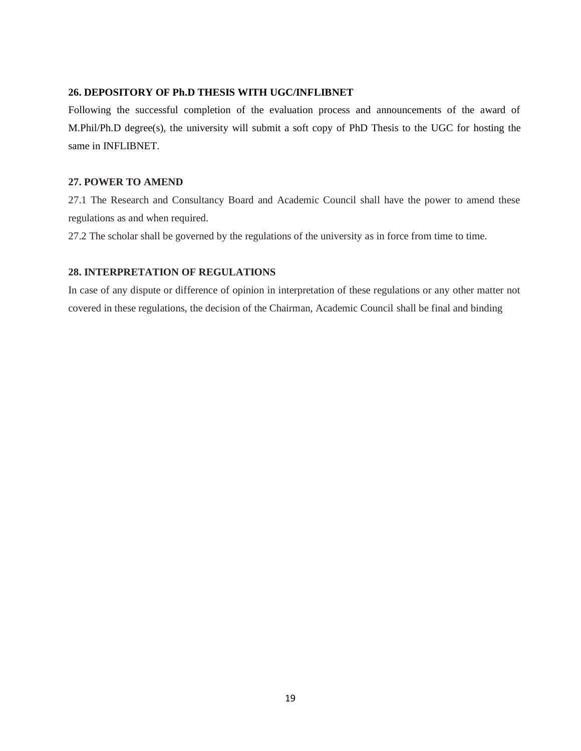**26. DEPOSITORY OF Ph.D THESIS WITH UGC/INFLIBNET**

Following the successful completion of the evaluation process and announcements of the award of M.Phil/Ph.D degree(s), the university will submit a soft copy of PhD Thesis to the UGC for hosting the same in INFLIBNET.

**27. POWER TO AMEND**

27.1 The Research and Consultancy Board and Academic Council shall have the power to amend these regulations as and when required.

27.2 The scholar shall be governed by the regulations of the university as in force from time to time.

**28. INTERPRETATION OF REGULATIONS**

In case of any dispute or difference of opinion in interpretation of these regulations or any other matter not covered in these regulations, the decision of the Chairman, Academic Council shall be final and binding